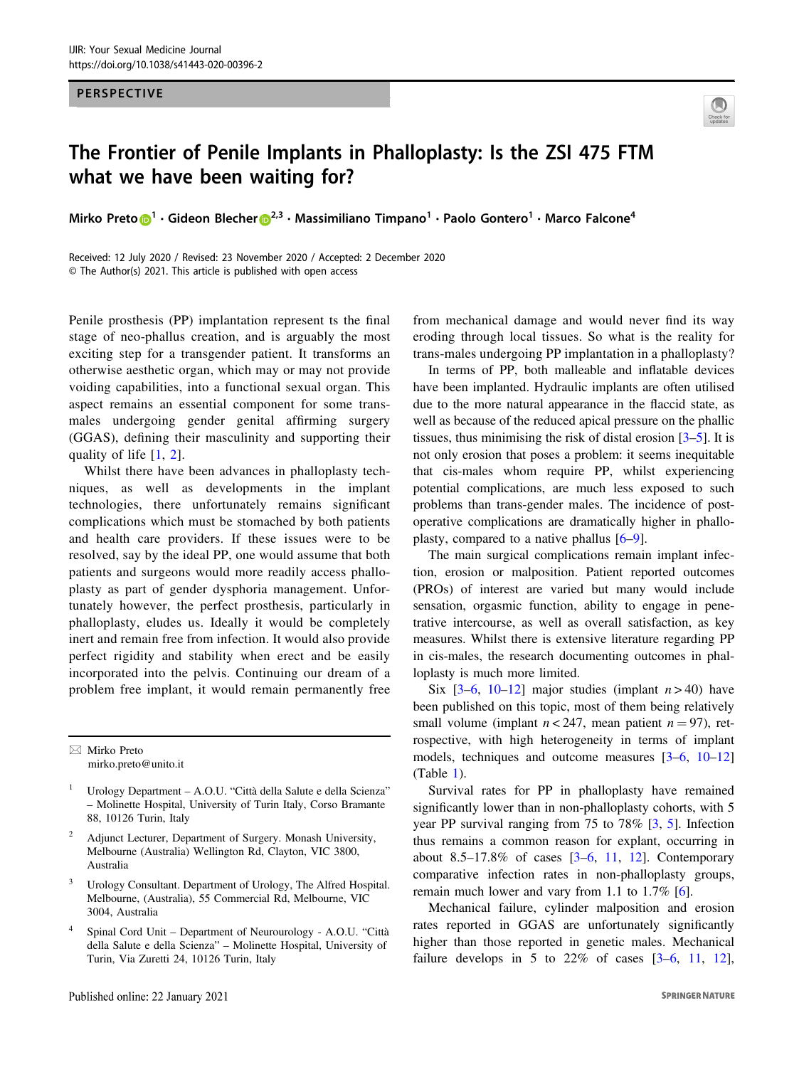PERSPECTIVE

# The Frontier of Penile Implants in Phalloplasty: Is the ZSI 475 FTM what we have been waiting for?

Mirko Preto[1] · Gideon Blecher[2,3] · Massimiliano Timpano[1] · Paolo Gontero[1] · Marco Falcone[4]

Received: 12 July 2020 / Revised: 23 November 2020 / Accepted: 2 December 2020
© The Author(s) 2021. This article is published with open access

Penile prosthesis (PP) implantation represent ts the final stage of neo-phallus creation, and is arguably the most exciting step for a transgender patient. It transforms an otherwise aesthetic organ, which may or may not provide voiding capabilities, into a functional sexual organ. This aspect remains an essential component for some trans-males undergoing gender genital affirming surgery (GGAS), defining their masculinity and supporting their quality of life [1, 2].

Whilst there have been advances in phalloplasty techniques, as well as developments in the implant technologies, there unfortunately remains significant complications which must be stomached by both patients and health care providers. If these issues were to be resolved, say by the ideal PP, one would assume that both patients and surgeons would more readily access phalloplasty as part of gender dysphoria management. Unfortunately however, the perfect prosthesis, particularly in phalloplasty, eludes us. Ideally it would be completely inert and remain free from infection. It would also provide perfect rigidity and stability when erect and be easily incorporated into the pelvis. Continuing our dream of a problem free implant, it would remain permanently free from mechanical damage and would never find its way eroding through local tissues. So what is the reality for trans-males undergoing PP implantation in a phalloplasty?

In terms of PP, both malleable and inflatable devices have been implanted. Hydraulic implants are often utilised due to the more natural appearance in the flaccid state, as well as because of the reduced apical pressure on the phallic tissues, thus minimising the risk of distal erosion [3–5]. It is not only erosion that poses a problem: it seems inequitable that cis-males whom require PP, whilst experiencing potential complications, are much less exposed to such problems than trans-gender males. The incidence of post-operative complications are dramatically higher in phalloplasty, compared to a native phallus [6–9].

The main surgical complications remain implant infection, erosion or malposition. Patient reported outcomes (PROs) of interest are varied but many would include sensation, orgasmic function, ability to engage in penetrative intercourse, as well as overall satisfaction, as key measures. Whilst there is extensive literature regarding PP in cis-males, the research documenting outcomes in phalloplasty is much more limited.

Six [3–6, 10–12] major studies (implant $n > 40$) have been published on this topic, most of them being relatively small volume (implant $n < 247$, mean patient $n = 97$), retrospective, with high heterogeneity in terms of implant models, techniques and outcome measures [3–6, 10–12] (Table 1).

Survival rates for PP in phalloplasty have remained significantly lower than in non-phalloplasty cohorts, with 5 year PP survival ranging from 75 to 78% [3, 5]. Infection thus remains a common reason for explant, occurring in about 8.5–17.8% of cases [3–6, 11, 12]. Contemporary comparative infection rates in non-phalloplasty groups, remain much lower and vary from 1.1 to 1.7% [6].

Mechanical failure, cylinder malposition and erosion rates reported in GGAS are unfortunately significantly higher than those reported in genetic males. Mechanical failure develops in 5 to 22% of cases [3–6, 11, 12],

---

✉ Mirko Preto
mirko.preto@unito.it

1 Urology Department – A.O.U. "Città della Salute e della Scienza" – Molinette Hospital, University of Turin Italy, Corso Bramante 88, 10126 Turin, Italy

2 Adjunct Lecturer, Department of Surgery. Monash University, Melbourne (Australia) Wellington Rd, Clayton, VIC 3800, Australia

3 Urology Consultant. Department of Urology, The Alfred Hospital. Melbourne, (Australia), 55 Commercial Rd, Melbourne, VIC 3004, Australia

4 Spinal Cord Unit – Department of Neurourology - A.O.U. "Città della Salute e della Scienza" – Molinette Hospital, University of Turin, Via Zuretti 24, 10126 Turin, Italy

Published online: 22 January 2021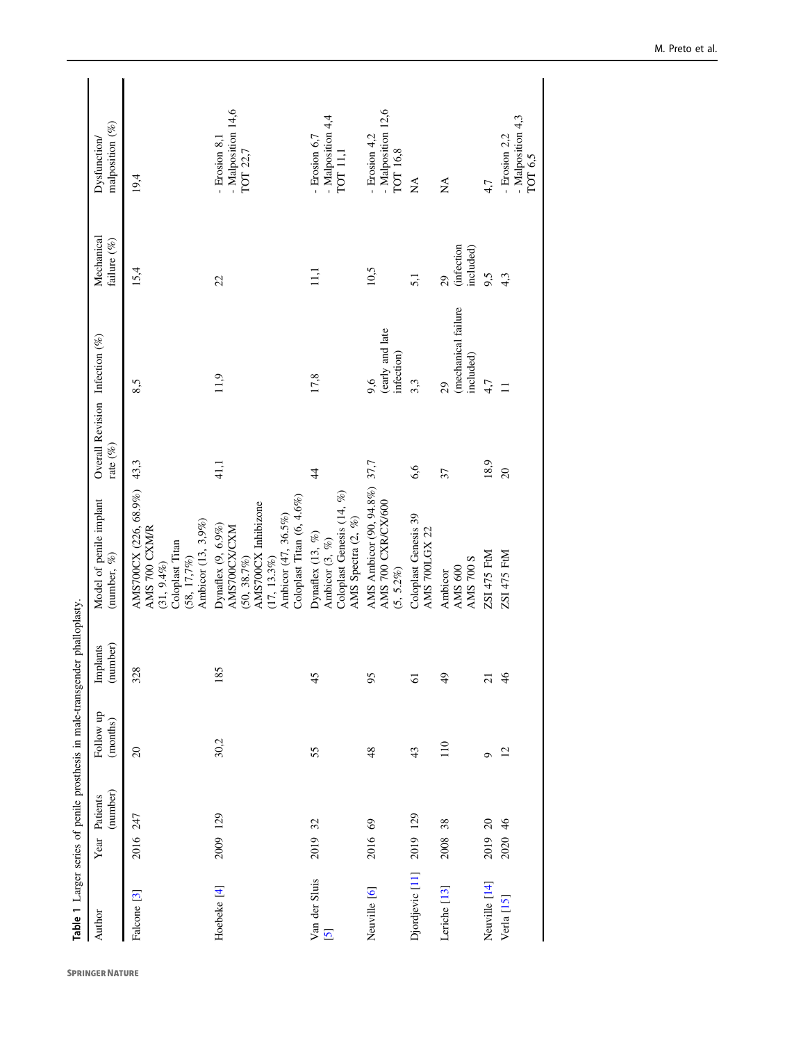**Table 1** Larger series of penile prosthesis in male-transgender phalloplasty.

| Author | Year | Patients (number) | Follow up (months) | Implants (number) | Model of penile implant (number, %) | Overall Revision rate (%) | Infection (%) | Mechanical failure (%) | Dysfunction/ malposition (%) |
|---|---|---|---|---|---|---|---|---|---|
| Falcone [3] | 2016 | 247 | 20 | 328 | AMS700CX (226, 68.9%) AMS 700 CXM/R (31, 9.4%) Coloplast Titan (58, 17.7%) Ambicor (13, 3.9%) | 43,3 | 8,5 | 15,4 | 19,4 |
| Hoebeke [4] | 2009 | 129 | 30,2 | 185 | Dynaflex (9, 6.9%) AMS700CX/CXM (50, 38.7%) AMS700CX Inhibizone (17, 13.3%) Ambicor (47, 36.5%) Coloplast Titan (6, 4.6%) | 41,1 | 11,9 | 22 | - Erosion 8,1 - Malposition 14,6 TOT 22,7 |
| Van der Sluis [5] | 2019 | 32 | 55 | 45 | Dynaflex (13, %) Ambicor (3, %) Coloplast Genesis (14, %) AMS Spectra (2, %) | 44 | 17,8 | 11,1 | - Erosion 6,7 - Malposition 4,4 TOT 11,1 |
| Neuville [6] | 2016 | 69 | 48 | 95 | AMS Ambicor (90, 94.8%) AMS 700 CXR/CX/600 (5, 5.2%) | 37,7 | 9,6 (early and late infection) | 10,5 | - Erosion 4,2 - Malposition 12,6 TOT 16,8 |
| Djordjevic [11] | 2019 | 129 | 43 | 61 | Coloplast Genesis 39 AMS 700LGX 22 | 6,6 | 3,3 | 5,1 | NA |
| Leriche [13] | 2008 | 38 | 110 | 49 | Ambicor AMS 600 AMS 700 S | 37 | 29 (mechanical failure included) | 29 (infection included) | NA |
| Neuville [14] | 2019 | 20 | 9 | 21 | ZSI 475 FtM | 18,9 | 4,7 | 9,5 | 4,7 |
| Verla [15] | 2020 | 46 | 12 | 46 | ZSI 475 FtM | 20 | 11 | 4,3 | - Erosion 2,2 - Malposition 4,3 TOT 6,5 |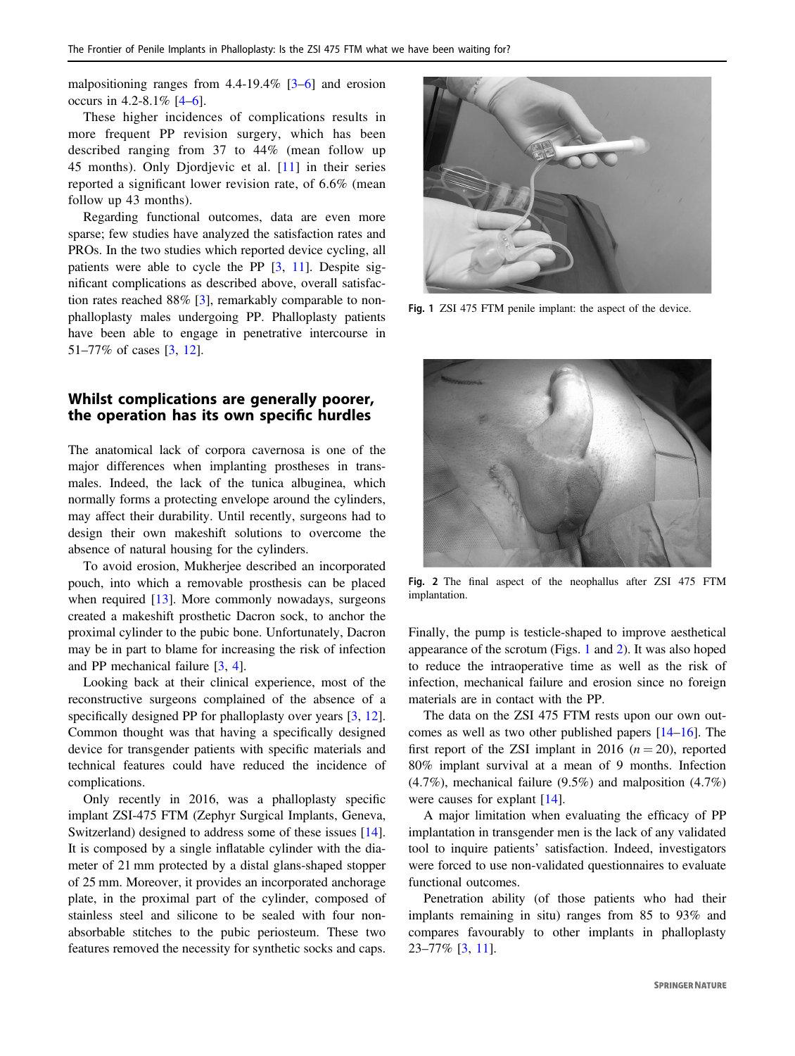malpositioning ranges from 4.4-19.4% [3–6] and erosion occurs in 4.2-8.1% [4–6].

These higher incidences of complications results in more frequent PP revision surgery, which has been described ranging from 37 to 44% (mean follow up 45 months). Only Djordjevic et al. [11] in their series reported a significant lower revision rate, of 6.6% (mean follow up 43 months).

Regarding functional outcomes, data are even more sparse; few studies have analyzed the satisfaction rates and PROs. In the two studies which reported device cycling, all patients were able to cycle the PP [3, 11]. Despite significant complications as described above, overall satisfaction rates reached 88% [3], remarkably comparable to non-phalloplasty males undergoing PP. Phalloplasty patients have been able to engage in penetrative intercourse in 51–77% of cases [3, 12].

## Whilst complications are generally poorer, the operation has its own specific hurdles

The anatomical lack of corpora cavernosa is one of the major differences when implanting prostheses in trans-males. Indeed, the lack of the tunica albuginea, which normally forms a protecting envelope around the cylinders, may affect their durability. Until recently, surgeons had to design their own makeshift solutions to overcome the absence of natural housing for the cylinders.

To avoid erosion, Mukherjee described an incorporated pouch, into which a removable prosthesis can be placed when required [13]. More commonly nowadays, surgeons created a makeshift prosthetic Dacron sock, to anchor the proximal cylinder to the pubic bone. Unfortunately, Dacron may be in part to blame for increasing the risk of infection and PP mechanical failure [3, 4].

Looking back at their clinical experience, most of the reconstructive surgeons complained of the absence of a specifically designed PP for phalloplasty over years [3, 12]. Common thought was that having a specifically designed device for transgender patients with specific materials and technical features could have reduced the incidence of complications.

Only recently in 2016, was a phalloplasty specific implant ZSI-475 FTM (Zephyr Surgical Implants, Geneva, Switzerland) designed to address some of these issues [14]. It is composed by a single inflatable cylinder with the diameter of 21 mm protected by a distal glans-shaped stopper of 25 mm. Moreover, it provides an incorporated anchorage plate, in the proximal part of the cylinder, composed of stainless steel and silicone to be sealed with four non-absorbable stitches to the pubic periosteum. These two features removed the necessity for synthetic socks and caps.

Fig. 1 ZSI 475 FTM penile implant: the aspect of the device.

Fig. 2 The final aspect of the neophallus after ZSI 475 FTM implantation.

Finally, the pump is testicle-shaped to improve aesthetical appearance of the scrotum (Figs. 1 and 2). It was also hoped to reduce the intraoperative time as well as the risk of infection, mechanical failure and erosion since no foreign materials are in contact with the PP.

The data on the ZSI 475 FTM rests upon our own outcomes as well as two other published papers [14–16]. The first report of the ZSI implant in 2016 ($n = 20$), reported 80% implant survival at a mean of 9 months. Infection (4.7%), mechanical failure (9.5%) and malposition (4.7%) were causes for explant [14].

A major limitation when evaluating the efficacy of PP implantation in transgender men is the lack of any validated tool to inquire patients' satisfaction. Indeed, investigators were forced to use non-validated questionnaires to evaluate functional outcomes.

Penetration ability (of those patients who had their implants remaining in situ) ranges from 85 to 93% and compares favourably to other implants in phalloplasty 23–77% [3, 11].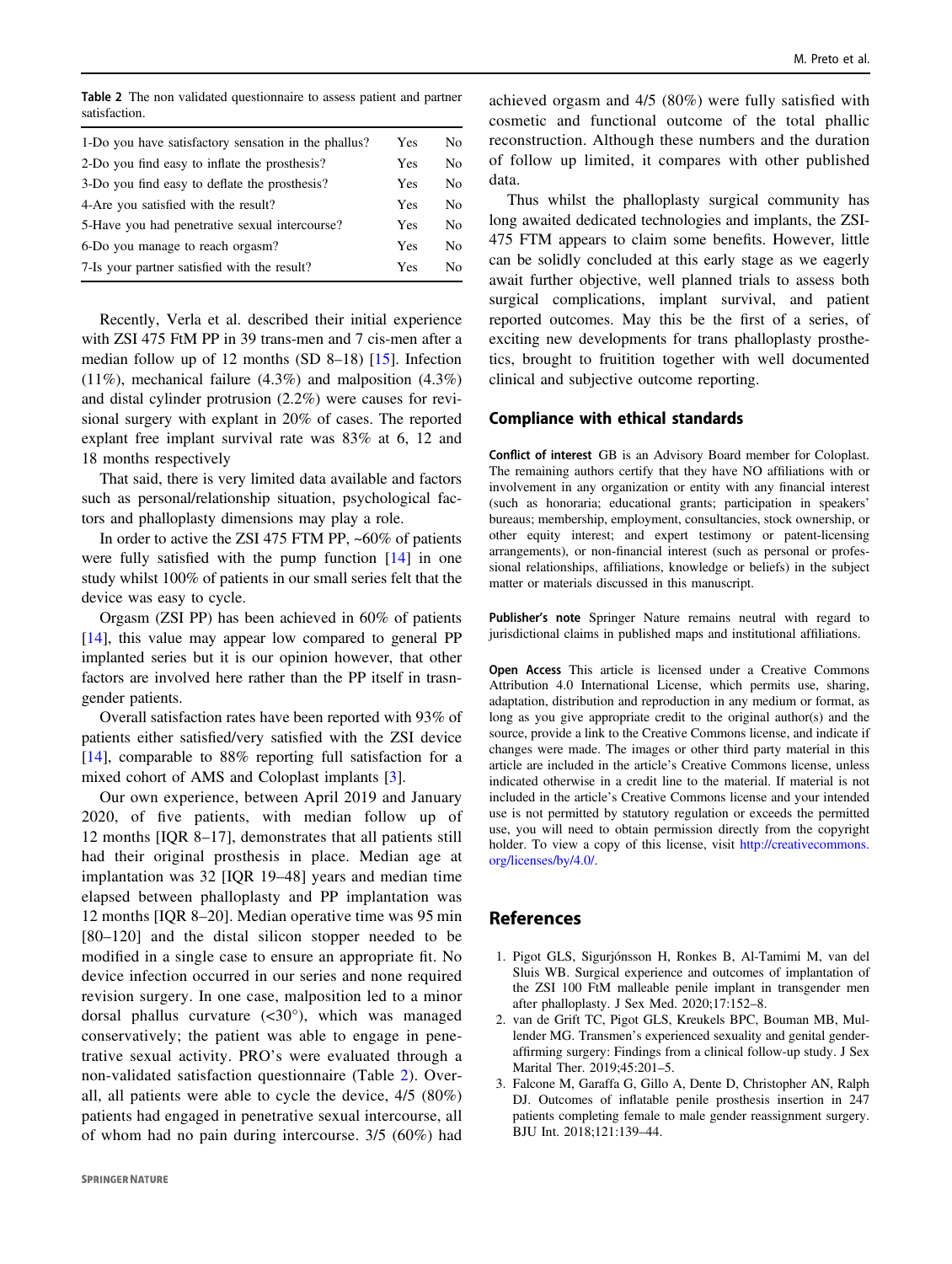**Table 2** The non validated questionnaire to assess patient and partner satisfaction.

| | | |
|---|---|---|
| 1-Do you have satisfactory sensation in the phallus? | Yes | No |
| 2-Do you find easy to inflate the prosthesis? | Yes | No |
| 3-Do you find easy to deflate the prosthesis? | Yes | No |
| 4-Are you satisfied with the result? | Yes | No |
| 5-Have you had penetrative sexual intercourse? | Yes | No |
| 6-Do you manage to reach orgasm? | Yes | No |
| 7-Is your partner satisfied with the result? | Yes | No |

Recently, Verla et al. described their initial experience with ZSI 475 FtM PP in 39 trans-men and 7 cis-men after a median follow up of 12 months (SD 8–18) [15]. Infection (11%), mechanical failure (4.3%) and malposition (4.3%) and distal cylinder protrusion (2.2%) were causes for revisional surgery with explant in 20% of cases. The reported explant free implant survival rate was 83% at 6, 12 and 18 months respectively

That said, there is very limited data available and factors such as personal/relationship situation, psychological factors and phalloplasty dimensions may play a role.

In order to active the ZSI 475 FTM PP, ~60% of patients were fully satisfied with the pump function [14] in one study whilst 100% of patients in our small series felt that the device was easy to cycle.

Orgasm (ZSI PP) has been achieved in 60% of patients [14], this value may appear low compared to general PP implanted series but it is our opinion however, that other factors are involved here rather than the PP itself in trasngender patients.

Overall satisfaction rates have been reported with 93% of patients either satisfied/very satisfied with the ZSI device [14], comparable to 88% reporting full satisfaction for a mixed cohort of AMS and Coloplast implants [3].

Our own experience, between April 2019 and January 2020, of five patients, with median follow up of 12 months [IQR 8–17], demonstrates that all patients still had their original prosthesis in place. Median age at implantation was 32 [IQR 19–48] years and median time elapsed between phalloplasty and PP implantation was 12 months [IQR 8–20]. Median operative time was 95 min [80–120] and the distal silicon stopper needed to be modified in a single case to ensure an appropriate fit. No device infection occurred in our series and none required revision surgery. In one case, malposition led to a minor dorsal phallus curvature (<30°), which was managed conservatively; the patient was able to engage in penetrative sexual activity. PRO's were evaluated through a non-validated satisfaction questionnaire (Table 2). Overall, all patients were able to cycle the device, 4/5 (80%) patients had engaged in penetrative sexual intercourse, all of whom had no pain during intercourse. 3/5 (60%) had achieved orgasm and 4/5 (80%) were fully satisfied with cosmetic and functional outcome of the total phallic reconstruction. Although these numbers and the duration of follow up limited, it compares with other published data.

Thus whilst the phalloplasty surgical community has long awaited dedicated technologies and implants, the ZSI-475 FTM appears to claim some benefits. However, little can be solidly concluded at this early stage as we eagerly await further objective, well planned trials to assess both surgical complications, implant survival, and patient reported outcomes. May this be the first of a series, of exciting new developments for trans phalloplasty prosthetics, brought to fruitition together with well documented clinical and subjective outcome reporting.

## Compliance with ethical standards

**Conflict of interest** GB is an Advisory Board member for Coloplast. The remaining authors certify that they have NO affiliations with or involvement in any organization or entity with any financial interest (such as honoraria; educational grants; participation in speakers' bureaus; membership, employment, consultancies, stock ownership, or other equity interest; and expert testimony or patent-licensing arrangements), or non-financial interest (such as personal or professional relationships, affiliations, knowledge or beliefs) in the subject matter or materials discussed in this manuscript.

**Publisher's note** Springer Nature remains neutral with regard to jurisdictional claims in published maps and institutional affiliations.

**Open Access** This article is licensed under a Creative Commons Attribution 4.0 International License, which permits use, sharing, adaptation, distribution and reproduction in any medium or format, as long as you give appropriate credit to the original author(s) and the source, provide a link to the Creative Commons license, and indicate if changes were made. The images or other third party material in this article are included in the article's Creative Commons license, unless indicated otherwise in a credit line to the material. If material is not included in the article's Creative Commons license and your intended use is not permitted by statutory regulation or exceeds the permitted use, you will need to obtain permission directly from the copyright holder. To view a copy of this license, visit http://creativecommons.org/licenses/by/4.0/.

## References

1. Pigot GLS, Sigurjónsson H, Ronkes B, Al-Tamimi M, van del Sluis WB. Surgical experience and outcomes of implantation of the ZSI 100 FtM malleable penile implant in transgender men after phalloplasty. J Sex Med. 2020;17:152–8.
2. van de Grift TC, Pigot GLS, Kreukels BPC, Bouman MB, Mullender MG. Transmen's experienced sexuality and genital gender-affirming surgery: Findings from a clinical follow-up study. J Sex Marital Ther. 2019;45:201–5.
3. Falcone M, Garaffa G, Gillo A, Dente D, Christopher AN, Ralph DJ. Outcomes of inflatable penile prosthesis insertion in 247 patients completing female to male gender reassignment surgery. BJU Int. 2018;121:139–44.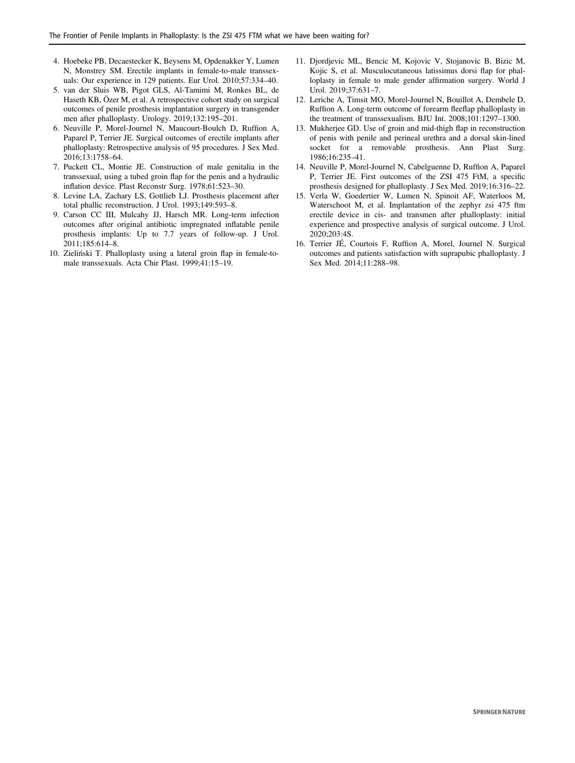4. Hoebeke PB, Decaestecker K, Beysens M, Opdenakker Y, Lumen N, Monstrey SM. Erectile implants in female-to-male transsexuals: Our experience in 129 patients. Eur Urol. 2010;57:334–40.
5. van der Sluis WB, Pigot GLS, Al-Tamimi M, Ronkes BL, de Haseth KB, Özer M, et al. A retrospective cohort study on surgical outcomes of penile prosthesis implantation surgery in transgender men after phalloplasty. Urology. 2019;132:195–201.
6. Neuville P, Morel-Journel N, Maucourt-Boulch D, Ruffion A, Paparel P, Terrier JE. Surgical outcomes of erectile implants after phalloplasty: Retrospective analysis of 95 procedures. J Sex Med. 2016;13:1758–64.
7. Puckett CL, Montie JE. Construction of male genitalia in the transsexual, using a tubed groin flap for the penis and a hydraulic inflation device. Plast Reconstr Surg. 1978;61:523–30.
8. Levine LA, Zachary LS, Gottlieb LJ. Prosthesis placement after total phallic reconstruction. J Urol. 1993;149:593–8.
9. Carson CC III, Mulcahy JJ, Harsch MR. Long-term infection outcomes after original antibiotic impregnated inflatable penile prosthesis implants: Up to 7.7 years of follow-up. J Urol. 2011;185:614–8.
10. Zieliński T. Phalloplasty using a lateral groin flap in female-to-male transsexuals. Acta Chir Plast. 1999;41:15–19.
11. Djordjevic ML, Bencic M, Kojovic V, Stojanovic B, Bizic M, Kojic S, et al. Musculocutaneous latissimus dorsi flap for phalloplasty in female to male gender affirmation surgery. World J Urol. 2019;37:631–7.
12. Leriche A, Timsit MO, Morel-Journel N, Bouillot A, Dembele D, Ruffion A. Long-term outcome of forearm fleeflap phalloplasty in the treatment of transsexualism. BJU Int. 2008;101:1297–1300.
13. Mukherjee GD. Use of groin and mid-thigh flap in reconstruction of penis with penile and perineal urethra and a dorsal skin-lined socket for a removable prosthesis. Ann Plast Surg. 1986;16:235–41.
14. Neuville P, Morel-Journel N, Cabelguenne D, Ruffion A, Paparel P, Terrier JE. First outcomes of the ZSI 475 FtM, a specific prosthesis designed for phalloplasty. J Sex Med. 2019;16:316–22.
15. Verla W, Goedertier W, Lumen N, Spinoit AF, Waterloos M, Waterschoot M, et al. Implantation of the zephyr zsi 475 ftm erectile device in cis- and transmen after phalloplasty: initial experience and prospective analysis of surgical outcome. J Urol. 2020;203:4S.
16. Terrier JÉ, Courtois F, Ruffion A, Morel, Journel N. Surgical outcomes and patients satisfaction with suprapubic phalloplasty. J Sex Med. 2014;11:288–98.